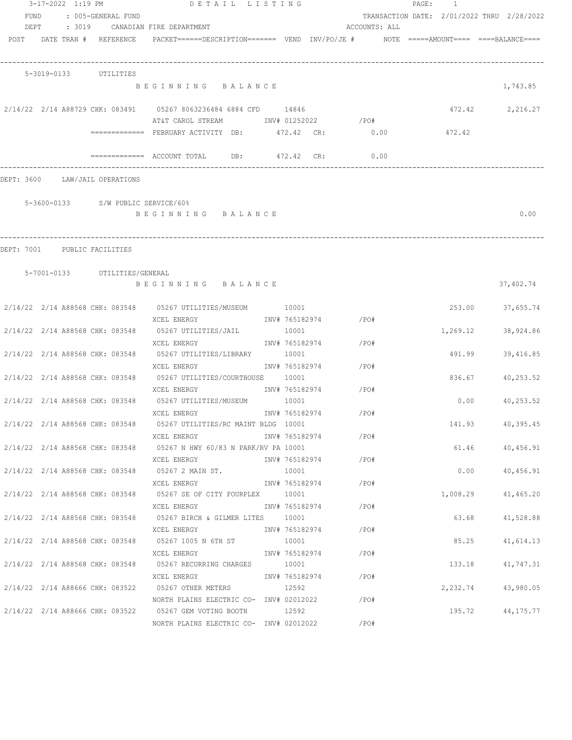3-17-2022 1:19 PM — DETAIL LISTING

FUND : 005-GENERAL FUND — TRANSACTION DATE: 2/01/2022 THRU 2/28/2022

DEPT : 3019 CANADIAN FIRE DEPARTMENT — ACCOUNTS: ALL

| POST | DATE | TRAN # | REFERENCE | PACKET | DESCRIPTION | VEND | INV/PO/JE # | NOTE | AMOUNT | BALANCE |
|---|---|---|---|---|---|---|---|---|---|---|
| | | | | | **5-3019-0133 UTILITIES** | | | | | |
| | | | | | B E G I N N I N G   B A L A N C E | | | | | 1,743.85 |
| 2/14/22 | 2/14 | A88729 | CHK: 083491 | 05267 | 8063236484 6884 CFD / AT&T CAROL STREAM | 14846 | INV# 01252022 /PO# | | 472.42 | 2,216.27 |
| | | | | | ============= FEBRUARY ACTIVITY DB: 472.42 CR: 0.00 | | | | 472.42 | |
| | | | | | ============= ACCOUNT TOTAL DB: 472.42 CR: 0.00 | | | | | |

DEPT: 3600 LAW/JAIL OPERATIONS

| POST | DATE | TRAN # | REFERENCE | PACKET | DESCRIPTION | VEND | INV/PO/JE # | NOTE | AMOUNT | BALANCE |
|---|---|---|---|---|---|---|---|---|---|---|
| | | | | | **5-3600-0133 S/W PUBLIC SERVICE/60%** | | | | | |
| | | | | | B E G I N N I N G   B A L A N C E | | | | | 0.00 |

DEPT: 7001 PUBLIC FACILITIES

| POST | DATE | TRAN # | REFERENCE | PACKET | DESCRIPTION | VEND | INV/PO/JE # | NOTE | AMOUNT | BALANCE |
|---|---|---|---|---|---|---|---|---|---|---|
| | | | | | **5-7001-0133 UTILITIES/GENERAL** | | | | | |
| | | | | | B E G I N N I N G   B A L A N C E | | | | | 37,402.74 |
| 2/14/22 | 2/14 | A88568 | CHK: 083548 | 05267 | UTILITIES/MUSEUM / XCEL ENERGY | 10001 | INV# 765182974 /PO# | | 253.00 | 37,655.74 |
| 2/14/22 | 2/14 | A88568 | CHK: 083548 | 05267 | UTILITIES/JAIL / XCEL ENERGY | 10001 | INV# 765182974 /PO# | | 1,269.12 | 38,924.86 |
| 2/14/22 | 2/14 | A88568 | CHK: 083548 | 05267 | UTILITIES/LIBRARY / XCEL ENERGY | 10001 | INV# 765182974 /PO# | | 491.99 | 39,416.85 |
| 2/14/22 | 2/14 | A88568 | CHK: 083548 | 05267 | UTILITIES/COURTHOUSE / XCEL ENERGY | 10001 | INV# 765182974 /PO# | | 836.67 | 40,253.52 |
| 2/14/22 | 2/14 | A88568 | CHK: 083548 | 05267 | UTILITIES/MUSEUM / XCEL ENERGY | 10001 | INV# 765182974 /PO# | | 0.00 | 40,253.52 |
| 2/14/22 | 2/14 | A88568 | CHK: 083548 | 05267 | UTILITIES/RC MAINT BLDG / XCEL ENERGY | 10001 | INV# 765182974 /PO# | | 141.93 | 40,395.45 |
| 2/14/22 | 2/14 | A88568 | CHK: 083548 | 05267 | N HWY 60/83 N PARK/RV PA / XCEL ENERGY | 10001 | INV# 765182974 /PO# | | 61.46 | 40,456.91 |
| 2/14/22 | 2/14 | A88568 | CHK: 083548 | 05267 | 2 MAIN ST. / XCEL ENERGY | 10001 | INV# 765182974 /PO# | | 0.00 | 40,456.91 |
| 2/14/22 | 2/14 | A88568 | CHK: 083548 | 05267 | SE OF CITY FOURPLEX / XCEL ENERGY | 10001 | INV# 765182974 /PO# | | 1,008.29 | 41,465.20 |
| 2/14/22 | 2/14 | A88568 | CHK: 083548 | 05267 | BIRCH & GILMER LITES / XCEL ENERGY | 10001 | INV# 765182974 /PO# | | 63.68 | 41,528.88 |
| 2/14/22 | 2/14 | A88568 | CHK: 083548 | 05267 | 1005 N 6TH ST / XCEL ENERGY | 10001 | INV# 765182974 /PO# | | 85.25 | 41,614.13 |
| 2/14/22 | 2/14 | A88568 | CHK: 083548 | 05267 | RECURRING CHARGES / XCEL ENERGY | 10001 | INV# 765182974 /PO# | | 133.18 | 41,747.31 |
| 2/14/22 | 2/14 | A88666 | CHK: 083522 | 05267 | OTHER METERS / NORTH PLAINS ELECTRIC CO- | 12592 | INV# 02012022 /PO# | | 2,232.74 | 43,980.05 |
| 2/14/22 | 2/14 | A88666 | CHK: 083522 | 05267 | GEM VOTING BOOTH / NORTH PLAINS ELECTRIC CO- | 12592 | INV# 02012022 /PO# | | 195.72 | 44,175.77 |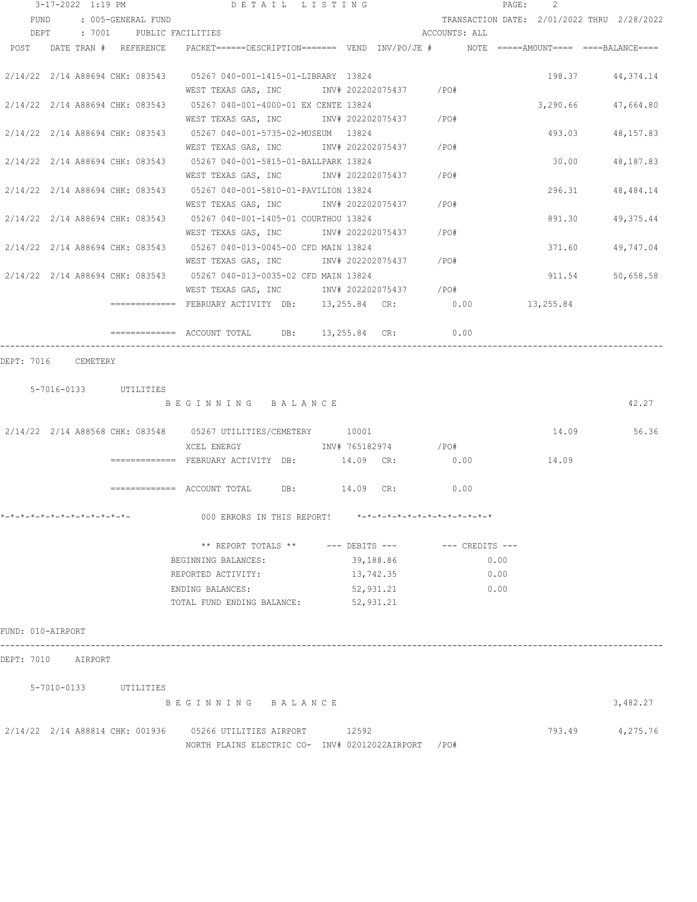3-17-2022 1:19 PM DETAIL LISTING

FUND : 005-GENERAL FUND — TRANSACTION DATE: 2/01/2022 THRU 2/28/2022

DEPT : 7001 PUBLIC FACILITIES — ACCOUNTS: ALL

| POST | DATE | TRAN # | REFERENCE | PACKET / DESCRIPTION | VEND | INV/PO/JE # | NOTE | AMOUNT | BALANCE |
|---|---|---|---|---|---|---|---|---|---|
| 2/14/22 | 2/14 | A88694 | CHK: 083543 | 05267 040-001-1415-01-LIBRARY | 13824 | | | 198.37 | 44,374.14 |
| | | | | WEST TEXAS GAS, INC | | INV# 202202075437 /PO# | | | |
| 2/14/22 | 2/14 | A88694 | CHK: 083543 | 05267 040-001-4000-01 EX CENTE | 13824 | | | 3,290.66 | 47,664.80 |
| | | | | WEST TEXAS GAS, INC | | INV# 202202075437 /PO# | | | |
| 2/14/22 | 2/14 | A88694 | CHK: 083543 | 05267 040-001-5735-02-MUSEUM | 13824 | | | 493.03 | 48,157.83 |
| | | | | WEST TEXAS GAS, INC | | INV# 202202075437 /PO# | | | |
| 2/14/22 | 2/14 | A88694 | CHK: 083543 | 05267 040-001-5815-01-BALLPARK | 13824 | | | 30.00 | 48,187.83 |
| | | | | WEST TEXAS GAS, INC | | INV# 202202075437 /PO# | | | |
| 2/14/22 | 2/14 | A88694 | CHK: 083543 | 05267 040-001-5810-01-PAVILION | 13824 | | | 296.31 | 48,484.14 |
| | | | | WEST TEXAS GAS, INC | | INV# 202202075437 /PO# | | | |
| 2/14/22 | 2/14 | A88694 | CHK: 083543 | 05267 040-001-1405-01 COURTHOU | 13824 | | | 891.30 | 49,375.44 |
| | | | | WEST TEXAS GAS, INC | | INV# 202202075437 /PO# | | | |
| 2/14/22 | 2/14 | A88694 | CHK: 083543 | 05267 040-013-0045-00 CFD MAIN | 13824 | | | 371.60 | 49,747.04 |
| | | | | WEST TEXAS GAS, INC | | INV# 202202075437 /PO# | | | |
| 2/14/22 | 2/14 | A88694 | CHK: 083543 | 05267 040-013-0035-02 CFD MAIN | 13824 | | | 911.54 | 50,658.58 |
| | | | | WEST TEXAS GAS, INC | | INV# 202202075437 /PO# | | | |

============= FEBRUARY ACTIVITY DB: 13,255.84 CR: 0.00 13,255.84

============= ACCOUNT TOTAL DB: 13,255.84 CR: 0.00

## DEPT: 7016 CEMETERY

5-7016-0133 UTILITIES

BEGINNING BALANCE 42.27

| POST | DATE | TRAN # | REFERENCE | PACKET / DESCRIPTION | VEND | INV/PO/JE # | NOTE | AMOUNT | BALANCE |
|---|---|---|---|---|---|---|---|---|---|
| 2/14/22 | 2/14 | A88568 | CHK: 083548 | 05267 UTILITIES/CEMETERY | 10001 | | | 14.09 | 56.36 |
| | | | | XCEL ENERGY | | INV# 765182974 /PO# | | | |

============= FEBRUARY ACTIVITY DB: 14.09 CR: 0.00 14.09

============= ACCOUNT TOTAL DB: 14.09 CR: 0.00

*-*-*-*-*-*-*-*-*-*-*-*-*- 000 ERRORS IN THIS REPORT! *-*-*-*-*-*-*-*-*-*-*-*-*-*

| ** REPORT TOTALS ** | --- DEBITS --- | --- CREDITS --- |
|---|---|---|
| BEGINNING BALANCES: | 39,188.86 | 0.00 |
| REPORTED ACTIVITY: | 13,742.35 | 0.00 |
| ENDING BALANCES: | 52,931.21 | 0.00 |
| TOTAL FUND ENDING BALANCE: | 52,931.21 | |

## FUND: 010-AIRPORT

## DEPT: 7010 AIRPORT

5-7010-0133 UTILITIES

BEGINNING BALANCE 3,482.27

| POST | DATE | TRAN # | REFERENCE | PACKET / DESCRIPTION | VEND | INV/PO/JE # | NOTE | AMOUNT | BALANCE |
|---|---|---|---|---|---|---|---|---|---|
| 2/14/22 | 2/14 | A88814 | CHK: 001936 | 05266 UTILITIES AIRPORT | 12592 | | | 793.49 | 4,275.76 |
| | | | | NORTH PLAINS ELECTRIC CO- | | INV# 02012022AIRPORT /PO# | | | |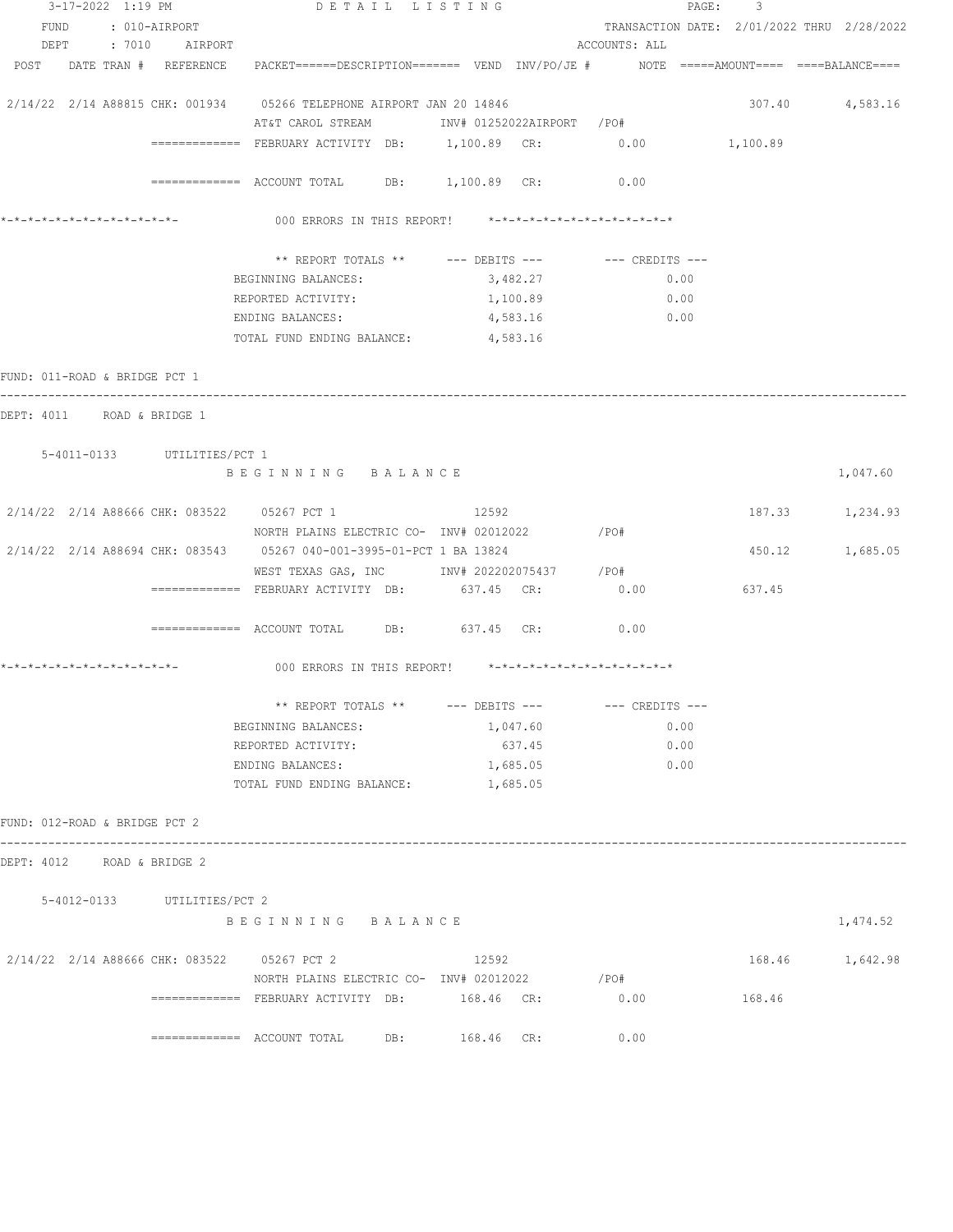3-17-2022 1:19 PM DETAIL LISTING PAGE: 3

FUND : 010-AIRPORT TRANSACTION DATE: 2/01/2022 THRU 2/28/2022

DEPT : 7010 AIRPORT ACCOUNTS: ALL

```
POST    DATE TRAN #  REFERENCE    PACKET======DESCRIPTION=======  VEND  INV/PO/JE #       NOTE  =====AMOUNT====  ====BALANCE====

 2/14/22  2/14 A88815 CHK: 001934     05266 TELEPHONE AIRPORT JAN 20 14846                                       307.40         4,583.16
                                  AT&T CAROL STREAM         INV# 01252022AIRPORT  /PO#
               =============  FEBRUARY ACTIVITY  DB:      1,100.89  CR:            0.00            1,100.89

               =============  ACCOUNT TOTAL      DB:      1,100.89  CR:            0.00

*-*-*-*-*-*-*-*-*-*-*-*-*-          000 ERRORS IN THIS REPORT!    *-*-*-*-*-*-*-*-*-*-*-*-*-*

                                  ** REPORT TOTALS **      --- DEBITS ---         --- CREDITS ---
                              BEGINNING BALANCES:              3,482.27                  0.00
                              REPORTED ACTIVITY:               1,100.89                  0.00
                              ENDING BALANCES:                 4,583.16                  0.00
                              TOTAL FUND ENDING BALANCE:       4,583.16
```

FUND: 011-ROAD & BRIDGE PCT 1

DEPT: 4011 ROAD & BRIDGE 1

```
    5-4011-0133      UTILITIES/PCT 1
                      B E G I N N I N G    B A L A N C E                                                                1,047.60

 2/14/22  2/14 A88666 CHK: 083522     05267 PCT 1                     12592                                      187.33         1,234.93
                                  NORTH PLAINS ELECTRIC CO-  INV# 02012022          /PO#
 2/14/22  2/14 A88694 CHK: 083543     05267 040-001-3995-01-PCT 1 BA 13824                                       450.12         1,685.05
                                  WEST TEXAS GAS, INC        INV# 202202075437     /PO#
               =============  FEBRUARY ACTIVITY  DB:        637.45  CR:            0.00              637.45

               =============  ACCOUNT TOTAL      DB:        637.45  CR:            0.00

*-*-*-*-*-*-*-*-*-*-*-*-*-          000 ERRORS IN THIS REPORT!    *-*-*-*-*-*-*-*-*-*-*-*-*-*

                                  ** REPORT TOTALS **      --- DEBITS ---         --- CREDITS ---
                              BEGINNING BALANCES:              1,047.60                  0.00
                              REPORTED ACTIVITY:                 637.45                  0.00
                              ENDING BALANCES:                 1,685.05                  0.00
                              TOTAL FUND ENDING BALANCE:       1,685.05
```

FUND: 012-ROAD & BRIDGE PCT 2

DEPT: 4012 ROAD & BRIDGE 2

```
    5-4012-0133      UTILITIES/PCT 2
                      B E G I N N I N G    B A L A N C E                                                                1,474.52

 2/14/22  2/14 A88666 CHK: 083522     05267 PCT 2                     12592                                      168.46         1,642.98
                                  NORTH PLAINS ELECTRIC CO-  INV# 02012022          /PO#
               =============  FEBRUARY ACTIVITY  DB:        168.46  CR:            0.00              168.46

               =============  ACCOUNT TOTAL      DB:        168.46  CR:            0.00
```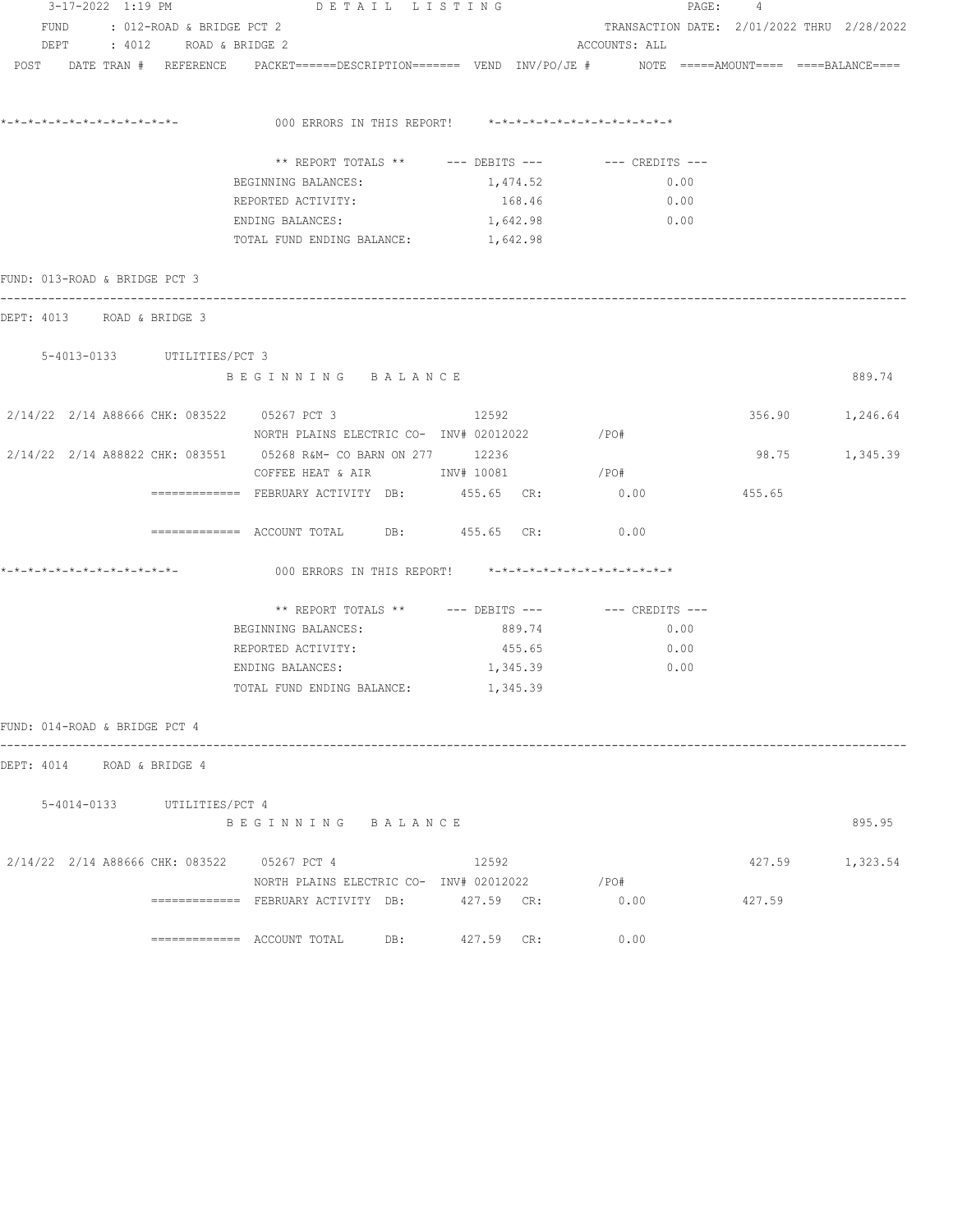FUND : 012-ROAD & BRIDGE PCT 2 — TRANSACTION DATE: 2/01/2022 THRU 2/28/2022
DEPT : 4012 ROAD & BRIDGE 2 — ACCOUNTS: ALL

POST DATE TRAN # REFERENCE PACKET======DESCRIPTION======= VEND INV/PO/JE # NOTE =====AMOUNT==== ====BALANCE====

*-*-*-*-*-*-*-*-*-*-*-*-*-*- 000 ERRORS IN THIS REPORT! *-*-*-*-*-*-*-*-*-*-*-*-*-*

| ** REPORT TOTALS ** | --- DEBITS --- | --- CREDITS --- |
|---|---|---|
| BEGINNING BALANCES: | 1,474.52 | 0.00 |
| REPORTED ACTIVITY: | 168.46 | 0.00 |
| ENDING BALANCES: | 1,642.98 | 0.00 |
| TOTAL FUND ENDING BALANCE: | 1,642.98 | |

FUND: 013-ROAD & BRIDGE PCT 3

DEPT: 4013 ROAD & BRIDGE 3

5-4013-0133 UTILITIES/PCT 3

B E G I N N I N G B A L A N C E — 889.74

| POST | DATE | TRAN # | REFERENCE | PACKET / DESCRIPTION | VEND | INV/PO/JE # | AMOUNT | BALANCE |
|---|---|---|---|---|---|---|---|---|
| 2/14/22 | 2/14 | A88666 | CHK: 083522 | 05267 PCT 3 / NORTH PLAINS ELECTRIC CO- | 12592 | INV# 02012022 /PO# | 356.90 | 1,246.64 |
| 2/14/22 | 2/14 | A88822 | CHK: 083551 | 05268 R&M- CO BARN ON 277 / COFFEE HEAT & AIR | 12236 | INV# 10081 /PO# | 98.75 | 1,345.39 |

============= FEBRUARY ACTIVITY DB: 455.65 CR: 0.00 455.65

============= ACCOUNT TOTAL DB: 455.65 CR: 0.00

*-*-*-*-*-*-*-*-*-*-*-*-*-*- 000 ERRORS IN THIS REPORT! *-*-*-*-*-*-*-*-*-*-*-*-*-*

| ** REPORT TOTALS ** | --- DEBITS --- | --- CREDITS --- |
|---|---|---|
| BEGINNING BALANCES: | 889.74 | 0.00 |
| REPORTED ACTIVITY: | 455.65 | 0.00 |
| ENDING BALANCES: | 1,345.39 | 0.00 |
| TOTAL FUND ENDING BALANCE: | 1,345.39 | |

FUND: 014-ROAD & BRIDGE PCT 4

DEPT: 4014 ROAD & BRIDGE 4

5-4014-0133 UTILITIES/PCT 4

B E G I N N I N G B A L A N C E — 895.95

| POST | DATE | TRAN # | REFERENCE | PACKET / DESCRIPTION | VEND | INV/PO/JE # | AMOUNT | BALANCE |
|---|---|---|---|---|---|---|---|---|
| 2/14/22 | 2/14 | A88666 | CHK: 083522 | 05267 PCT 4 / NORTH PLAINS ELECTRIC CO- | 12592 | INV# 02012022 /PO# | 427.59 | 1,323.54 |

============= FEBRUARY ACTIVITY DB: 427.59 CR: 0.00 427.59

============= ACCOUNT TOTAL DB: 427.59 CR: 0.00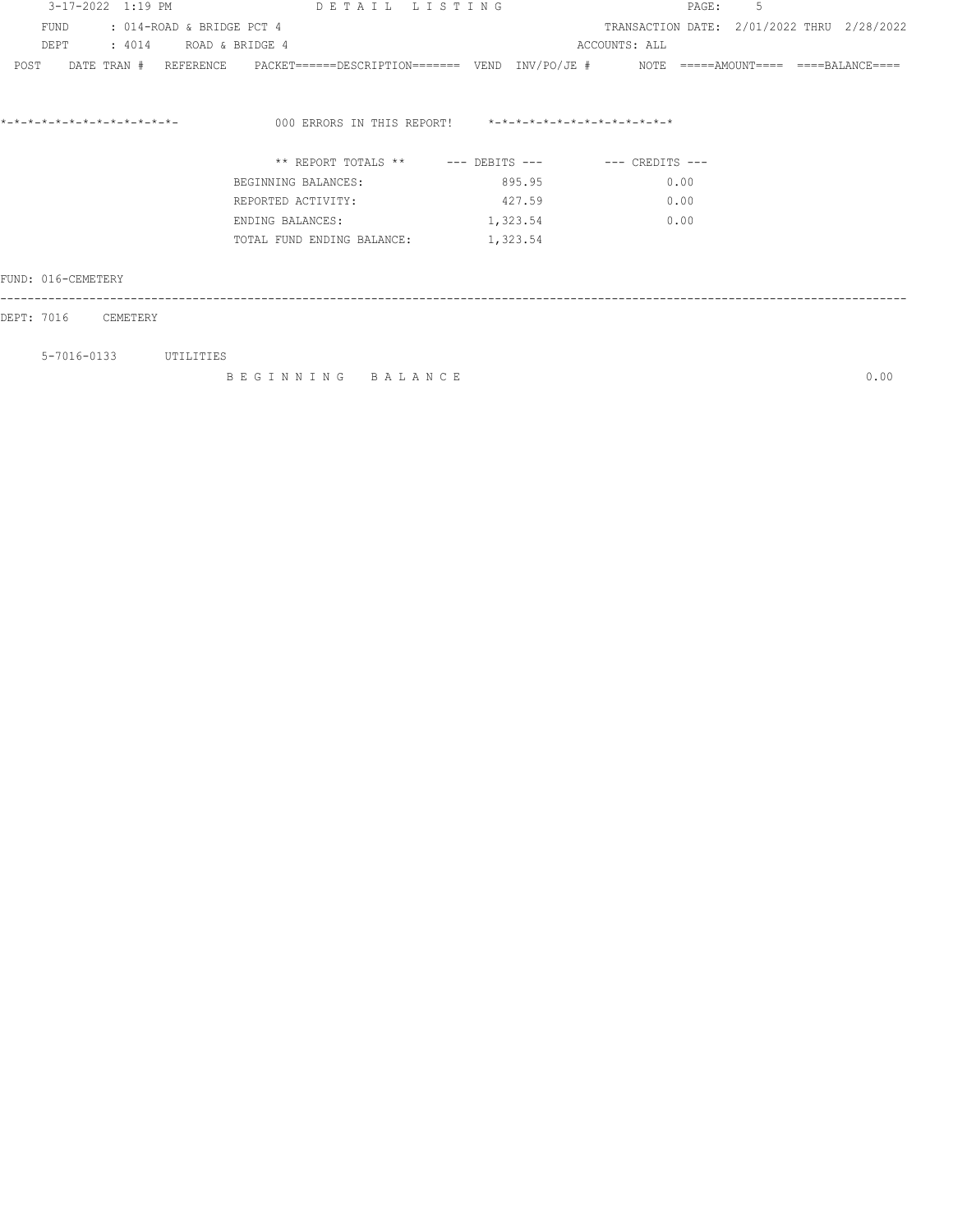*-*-*-*-*-*-*-*-*-*-*-*-*-*-   000 ERRORS IN THIS REPORT!   *-*-*-*-*-*-*-*-*-*-*-*-*-*

| ** REPORT TOTALS ** | --- DEBITS --- | --- CREDITS --- |
|---|---|---|
| BEGINNING BALANCES: | 895.95 | 0.00 |
| REPORTED ACTIVITY: | 427.59 | 0.00 |
| ENDING BALANCES: | 1,323.54 | 0.00 |
| TOTAL FUND ENDING BALANCE: | 1,323.54 | |

FUND: 016-CEMETERY

---

DEPT: 7016 CEMETERY

5-7016-0133 UTILITIES

B E G I N N I N G   B A L A N C E   0.00